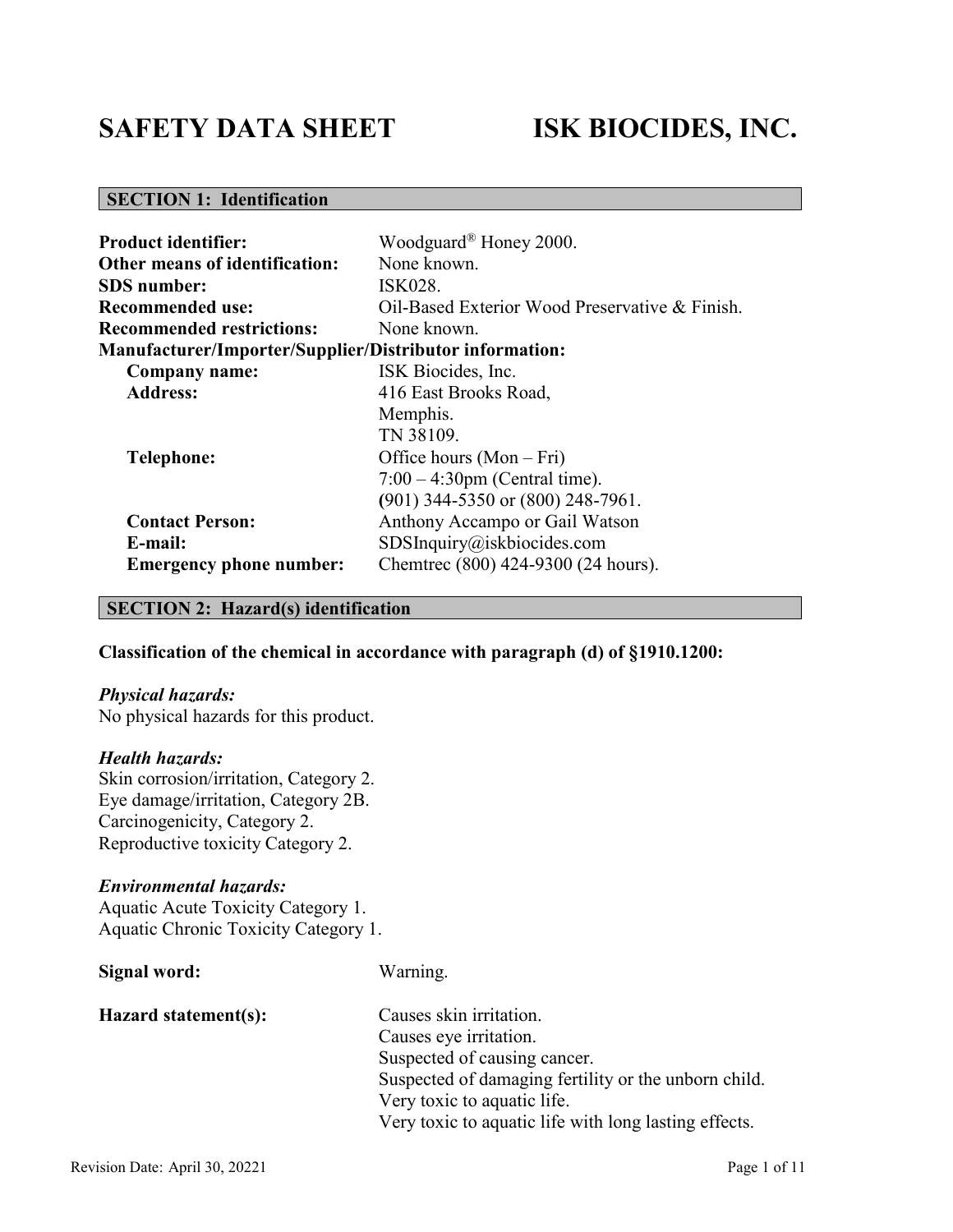# SAFETY DATA SHEET ISK BIOCIDES, INC.

## SECTION 1: Identification

| | |
|---|---|
| **Product identifier:** | Woodguard® Honey 2000. |
| **Other means of identification:** | None known. |
| **SDS number:** | ISK028. |
| **Recommended use:** | Oil-Based Exterior Wood Preservative & Finish. |
| **Recommended restrictions:** | None known. |

**Manufacturer/Importer/Supplier/Distributor information:**

| | |
|---|---|
| **Company name:** | ISK Biocides, Inc. |
| **Address:** | 416 East Brooks Road, Memphis. TN 38109. |
| **Telephone:** | Office hours (Mon – Fri) 7:00 – 4:30pm (Central time). (901) 344-5350 or (800) 248-7961. |
| **Contact Person:** | Anthony Accampo or Gail Watson |
| **E-mail:** | SDSInquiry@iskbiocides.com |
| **Emergency phone number:** | Chemtrec (800) 424-9300 (24 hours). |

## SECTION 2: Hazard(s) identification

**Classification of the chemical in accordance with paragraph (d) of §1910.1200:**

***Physical hazards:***
No physical hazards for this product.

***Health hazards:***
Skin corrosion/irritation, Category 2.
Eye damage/irritation, Category 2B.
Carcinogenicity, Category 2.
Reproductive toxicity Category 2.

***Environmental hazards:***
Aquatic Acute Toxicity Category 1.
Aquatic Chronic Toxicity Category 1.

**Signal word:** Warning.

**Hazard statement(s):**
Causes skin irritation.
Causes eye irritation.
Suspected of causing cancer.
Suspected of damaging fertility or the unborn child.
Very toxic to aquatic life.
Very toxic to aquatic life with long lasting effects.

Revision Date: April 30, 20221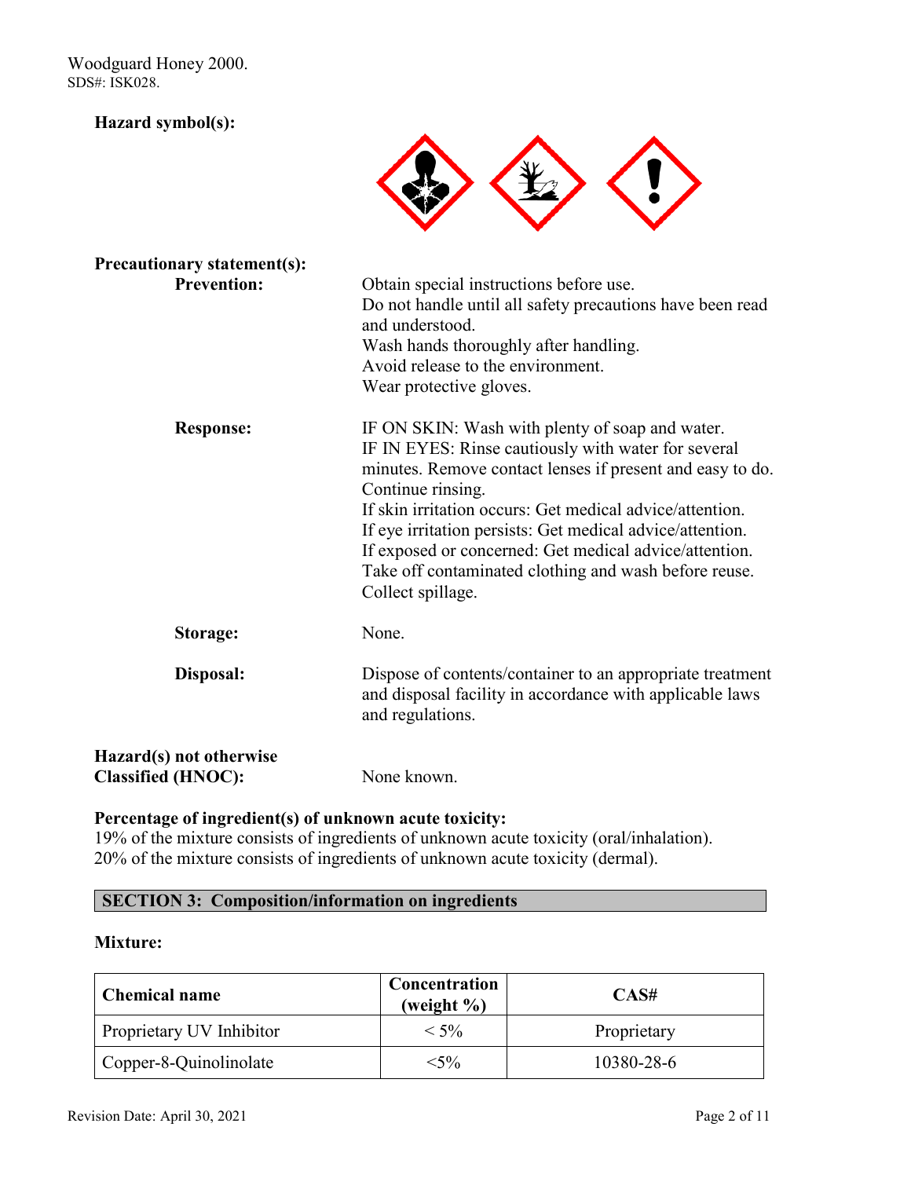**Hazard symbol(s):**

**Precautionary statement(s):**

**Prevention:**

Obtain special instructions before use.
Do not handle until all safety precautions have been read and understood.
Wash hands thoroughly after handling.
Avoid release to the environment.
Wear protective gloves.

**Response:**

IF ON SKIN: Wash with plenty of soap and water.
IF IN EYES: Rinse cautiously with water for several minutes. Remove contact lenses if present and easy to do. Continue rinsing.
If skin irritation occurs: Get medical advice/attention.
If eye irritation persists: Get medical advice/attention.
If exposed or concerned: Get medical advice/attention.
Take off contaminated clothing and wash before reuse.
Collect spillage.

**Storage:** None.

**Disposal:** Dispose of contents/container to an appropriate treatment and disposal facility in accordance with applicable laws and regulations.

**Hazard(s) not otherwise Classified (HNOC):** None known.

**Percentage of ingredient(s) of unknown acute toxicity:**
19% of the mixture consists of ingredients of unknown acute toxicity (oral/inhalation).
20% of the mixture consists of ingredients of unknown acute toxicity (dermal).

## SECTION 3: Composition/information on ingredients

**Mixture:**

| Chemical name | Concentration (weight %) | CAS# |
|---|---|---|
| Proprietary UV Inhibitor | < 5% | Proprietary |
| Copper-8-Quinolinolate | <5% | 10380-28-6 |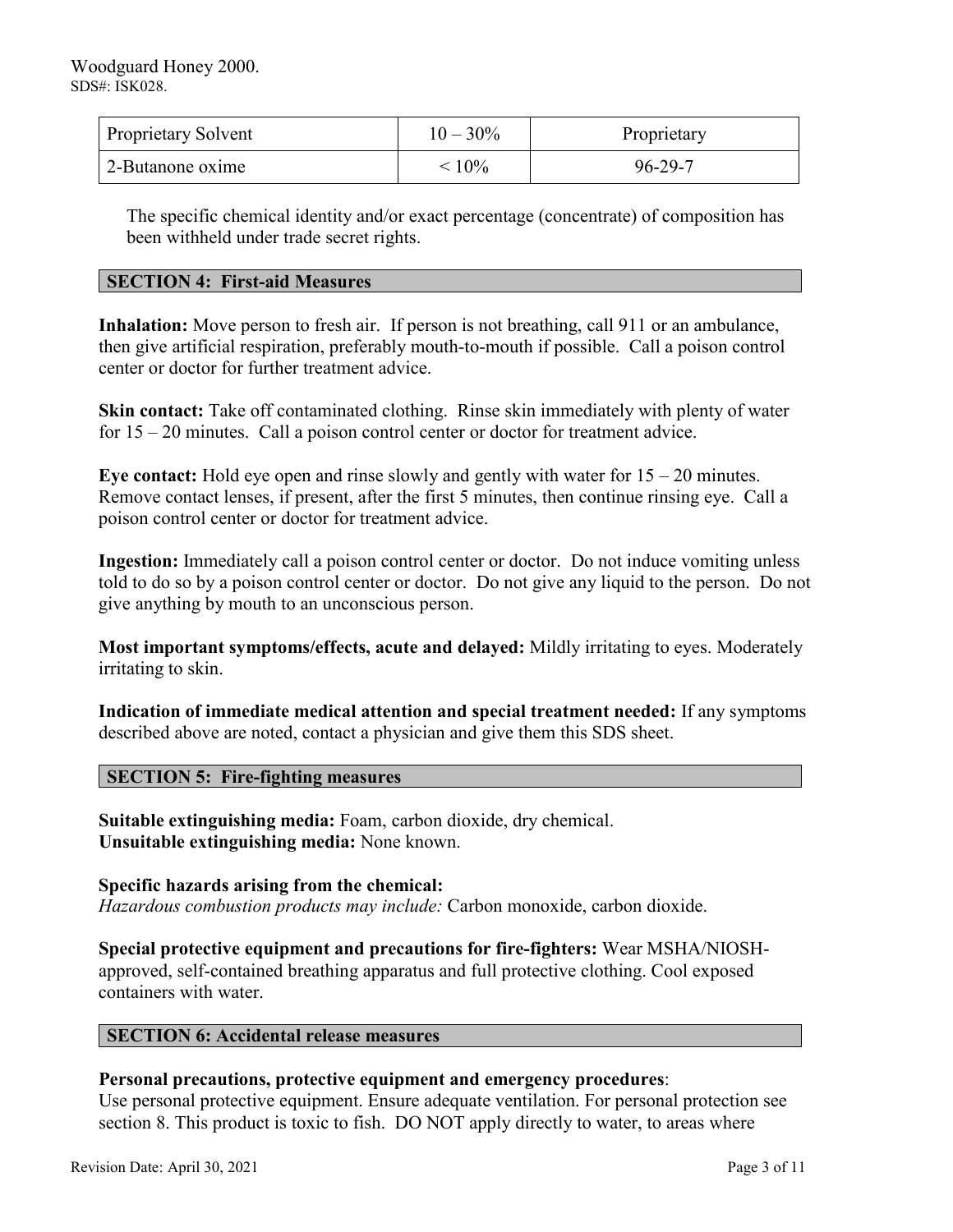| Proprietary Solvent | 10 – 30% | Proprietary |
|---|---|---|
| 2-Butanone oxime | < 10% | 96-29-7 |

The specific chemical identity and/or exact percentage (concentrate) of composition has been withheld under trade secret rights.

## SECTION 4: First-aid Measures

**Inhalation:** Move person to fresh air. If person is not breathing, call 911 or an ambulance, then give artificial respiration, preferably mouth-to-mouth if possible. Call a poison control center or doctor for further treatment advice.

**Skin contact:** Take off contaminated clothing. Rinse skin immediately with plenty of water for 15 – 20 minutes. Call a poison control center or doctor for treatment advice.

**Eye contact:** Hold eye open and rinse slowly and gently with water for 15 – 20 minutes. Remove contact lenses, if present, after the first 5 minutes, then continue rinsing eye. Call a poison control center or doctor for treatment advice.

**Ingestion:** Immediately call a poison control center or doctor. Do not induce vomiting unless told to do so by a poison control center or doctor. Do not give any liquid to the person. Do not give anything by mouth to an unconscious person.

**Most important symptoms/effects, acute and delayed:** Mildly irritating to eyes. Moderately irritating to skin.

**Indication of immediate medical attention and special treatment needed:** If any symptoms described above are noted, contact a physician and give them this SDS sheet.

## SECTION 5: Fire-fighting measures

**Suitable extinguishing media:** Foam, carbon dioxide, dry chemical.
**Unsuitable extinguishing media:** None known.

**Specific hazards arising from the chemical:**
*Hazardous combustion products may include:* Carbon monoxide, carbon dioxide.

**Special protective equipment and precautions for fire-fighters:** Wear MSHA/NIOSH-approved, self-contained breathing apparatus and full protective clothing. Cool exposed containers with water.

## SECTION 6: Accidental release measures

**Personal precautions, protective equipment and emergency procedures**:
Use personal protective equipment. Ensure adequate ventilation. For personal protection see section 8. This product is toxic to fish. DO NOT apply directly to water, to areas where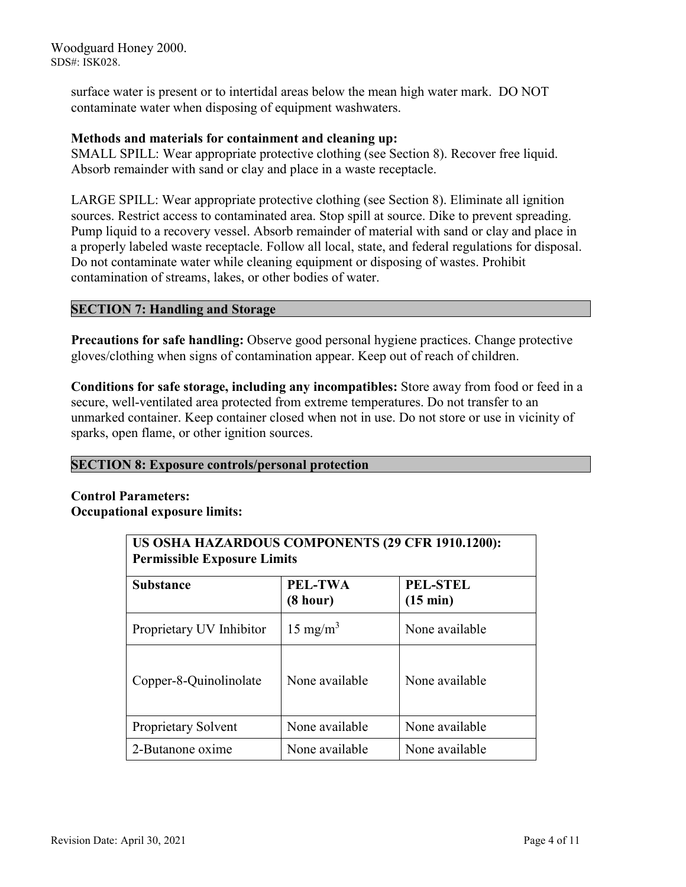surface water is present or to intertidal areas below the mean high water mark. DO NOT contaminate water when disposing of equipment washwaters.

**Methods and materials for containment and cleaning up:**
SMALL SPILL: Wear appropriate protective clothing (see Section 8). Recover free liquid. Absorb remainder with sand or clay and place in a waste receptacle.

LARGE SPILL: Wear appropriate protective clothing (see Section 8). Eliminate all ignition sources. Restrict access to contaminated area. Stop spill at source. Dike to prevent spreading. Pump liquid to a recovery vessel. Absorb remainder of material with sand or clay and place in a properly labeled waste receptacle. Follow all local, state, and federal regulations for disposal. Do not contaminate water while cleaning equipment or disposing of wastes. Prohibit contamination of streams, lakes, or other bodies of water.

## SECTION 7: Handling and Storage

**Precautions for safe handling:** Observe good personal hygiene practices. Change protective gloves/clothing when signs of contamination appear. Keep out of reach of children.

**Conditions for safe storage, including any incompatibles:** Store away from food or feed in a secure, well-ventilated area protected from extreme temperatures. Do not transfer to an unmarked container. Keep container closed when not in use. Do not store or use in vicinity of sparks, open flame, or other ignition sources.

## SECTION 8: Exposure controls/personal protection

**Control Parameters:**
**Occupational exposure limits:**

| US OSHA HAZARDOUS COMPONENTS (29 CFR 1910.1200): Permissible Exposure Limits | | |
|---|---|---|
| **Substance** | **PEL-TWA (8 hour)** | **PEL-STEL (15 min)** |
| Proprietary UV Inhibitor | 15 $mg/m^3$ | None available |
| Copper-8-Quinolinolate | None available | None available |
| Proprietary Solvent | None available | None available |
| 2-Butanone oxime | None available | None available |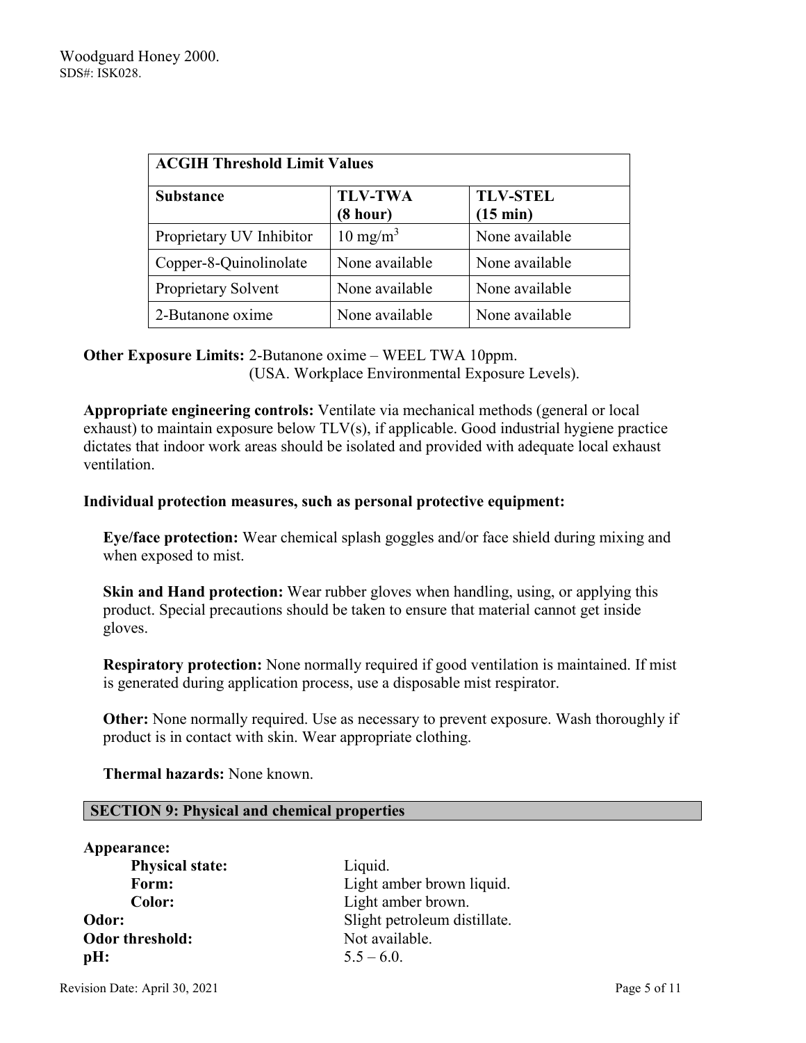| ACGIH Threshold Limit Values | | |
|---|---|---|
| **Substance** | **TLV-TWA (8 hour)** | **TLV-STEL (15 min)** |
| Proprietary UV Inhibitor | 10 $mg/m^3$ | None available |
| Copper-8-Quinolinolate | None available | None available |
| Proprietary Solvent | None available | None available |
| 2-Butanone oxime | None available | None available |

**Other Exposure Limits:** 2-Butanone oxime – WEEL TWA 10ppm.
(USA. Workplace Environmental Exposure Levels).

**Appropriate engineering controls:** Ventilate via mechanical methods (general or local exhaust) to maintain exposure below TLV(s), if applicable. Good industrial hygiene practice dictates that indoor work areas should be isolated and provided with adequate local exhaust ventilation.

**Individual protection measures, such as personal protective equipment:**

**Eye/face protection:** Wear chemical splash goggles and/or face shield during mixing and when exposed to mist.

**Skin and Hand protection:** Wear rubber gloves when handling, using, or applying this product. Special precautions should be taken to ensure that material cannot get inside gloves.

**Respiratory protection:** None normally required if good ventilation is maintained. If mist is generated during application process, use a disposable mist respirator.

**Other:** None normally required. Use as necessary to prevent exposure. Wash thoroughly if product is in contact with skin. Wear appropriate clothing.

**Thermal hazards:** None known.

## SECTION 9: Physical and chemical properties

**Appearance:**

- **Physical state:** Liquid.
- **Form:** Light amber brown liquid.
- **Color:** Light amber brown.

**Odor:** Slight petroleum distillate.

**Odor threshold:** Not available.

**pH:** 5.5 – 6.0.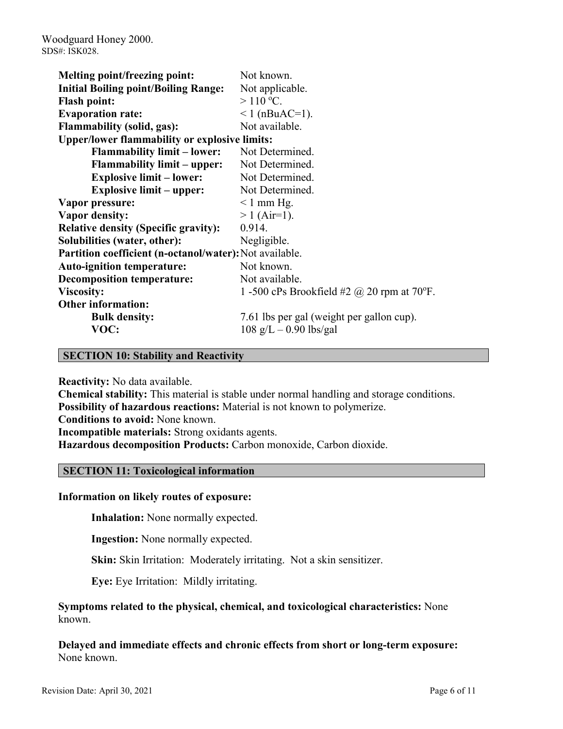| | |
|---|---|
| **Melting point/freezing point:** | Not known. |
| **Initial Boiling point/Boiling Range:** | Not applicable. |
| **Flash point:** | > 110 ºC. |
| **Evaporation rate:** | < 1 (nBuAC=1). |
| **Flammability (solid, gas):** | Not available. |
| **Upper/lower flammability or explosive limits:** | |
| **Flammability limit – lower:** | Not Determined. |
| **Flammability limit – upper:** | Not Determined. |
| **Explosive limit – lower:** | Not Determined. |
| **Explosive limit – upper:** | Not Determined. |
| **Vapor pressure:** | < 1 mm Hg. |
| **Vapor density:** | > 1 (Air=1). |
| **Relative density (Specific gravity):** | 0.914. |
| **Solubilities (water, other):** | Negligible. |
| **Partition coefficient (n-octanol/water):** | Not available. |
| **Auto-ignition temperature:** | Not known. |
| **Decomposition temperature:** | Not available. |
| **Viscosity:** | 1 -500 cPs Brookfield #2 @ 20 rpm at 70ºF. |
| **Other information:** | |
| **Bulk density:** | 7.61 lbs per gal (weight per gallon cup). |
| **VOC:** | 108 g/L – 0.90 lbs/gal |

## SECTION 10: Stability and Reactivity

**Reactivity:** No data available.

**Chemical stability:** This material is stable under normal handling and storage conditions.

**Possibility of hazardous reactions:** Material is not known to polymerize.

**Conditions to avoid:** None known.

**Incompatible materials:** Strong oxidants agents.

**Hazardous decomposition Products:** Carbon monoxide, Carbon dioxide.

## SECTION 11: Toxicological information

**Information on likely routes of exposure:**

**Inhalation:** None normally expected.

**Ingestion:** None normally expected.

**Skin:** Skin Irritation: Moderately irritating. Not a skin sensitizer.

**Eye:** Eye Irritation: Mildly irritating.

**Symptoms related to the physical, chemical, and toxicological characteristics:** None known.

**Delayed and immediate effects and chronic effects from short or long-term exposure:** None known.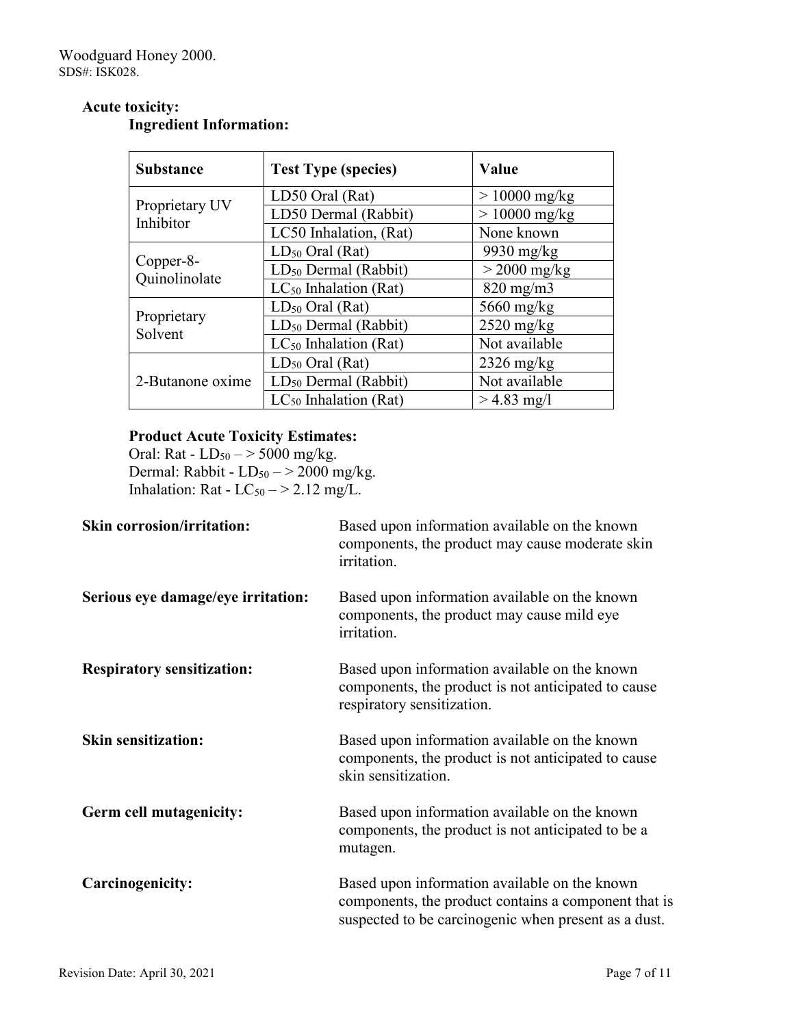**Acute toxicity:**

**Ingredient Information:**

| Substance | Test Type (species) | Value |
|---|---|---|
| Proprietary UV Inhibitor | LD50 Oral (Rat) | > 10000 mg/kg |
| | LD50 Dermal (Rabbit) | > 10000 mg/kg |
| | LC50 Inhalation, (Rat) | None known |
| Copper-8-Quinolinolate | $LD_{50}$ Oral (Rat) | 9930 mg/kg |
| | $LD_{50}$ Dermal (Rabbit) | > 2000 mg/kg |
| | $LC_{50}$ Inhalation (Rat) | 820 mg/m3 |
| Proprietary Solvent | $LD_{50}$ Oral (Rat) | 5660 mg/kg |
| | $LD_{50}$ Dermal (Rabbit) | 2520 mg/kg |
| | $LC_{50}$ Inhalation (Rat) | Not available |
| 2-Butanone oxime | $LD_{50}$ Oral (Rat) | 2326 mg/kg |
| | $LD_{50}$ Dermal (Rabbit) | Not available |
| | $LC_{50}$ Inhalation (Rat) | > 4.83 mg/l |

**Product Acute Toxicity Estimates:**

Oral: Rat - $LD_{50}$ – > 5000 mg/kg.
Dermal: Rabbit - $LD_{50}$ – > 2000 mg/kg.
Inhalation: Rat - $LC_{50}$ – > 2.12 mg/L.

**Skin corrosion/irritation:** Based upon information available on the known components, the product may cause moderate skin irritation.

**Serious eye damage/eye irritation:** Based upon information available on the known components, the product may cause mild eye irritation.

**Respiratory sensitization:** Based upon information available on the known components, the product is not anticipated to cause respiratory sensitization.

**Skin sensitization:** Based upon information available on the known components, the product is not anticipated to cause skin sensitization.

**Germ cell mutagenicity:** Based upon information available on the known components, the product is not anticipated to be a mutagen.

**Carcinogenicity:** Based upon information available on the known components, the product contains a component that is suspected to be carcinogenic when present as a dust.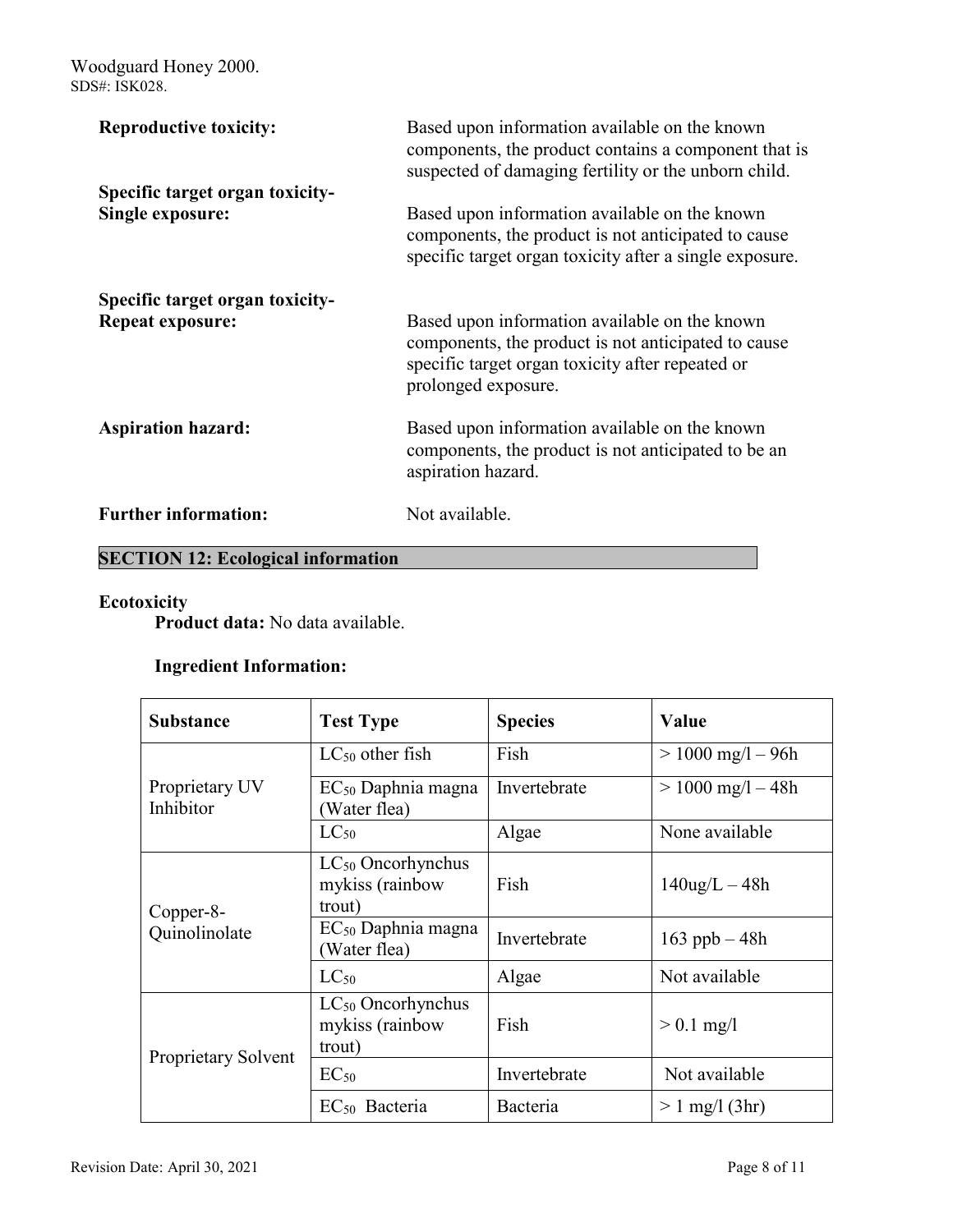**Reproductive toxicity:** Based upon information available on the known components, the product contains a component that is suspected of damaging fertility or the unborn child.

**Specific target organ toxicity-Single exposure:** Based upon information available on the known components, the product is not anticipated to cause specific target organ toxicity after a single exposure.

**Specific target organ toxicity-Repeat exposure:** Based upon information available on the known components, the product is not anticipated to cause specific target organ toxicity after repeated or prolonged exposure.

**Aspiration hazard:** Based upon information available on the known components, the product is not anticipated to be an aspiration hazard.

**Further information:** Not available.

## SECTION 12: Ecological information

**Ecotoxicity**

**Product data:** No data available.

**Ingredient Information:**

| Substance | Test Type | Species | Value |
|---|---|---|---|
| Proprietary UV Inhibitor | $LC_{50}$ other fish | Fish | > 1000 mg/l – 96h |
| | $EC_{50}$ Daphnia magna (Water flea) | Invertebrate | > 1000 mg/l – 48h |
| | $LC_{50}$ | Algae | None available |
| Copper-8-Quinolinolate | $LC_{50}$ Oncorhynchus mykiss (rainbow trout) | Fish | 140ug/L – 48h |
| | $EC_{50}$ Daphnia magna (Water flea) | Invertebrate | 163 ppb – 48h |
| | $LC_{50}$ | Algae | Not available |
| Proprietary Solvent | $LC_{50}$ Oncorhynchus mykiss (rainbow trout) | Fish | > 0.1 mg/l |
| | $EC_{50}$ | Invertebrate | Not available |
| | $EC_{50}$ Bacteria | Bacteria | > 1 mg/l (3hr) |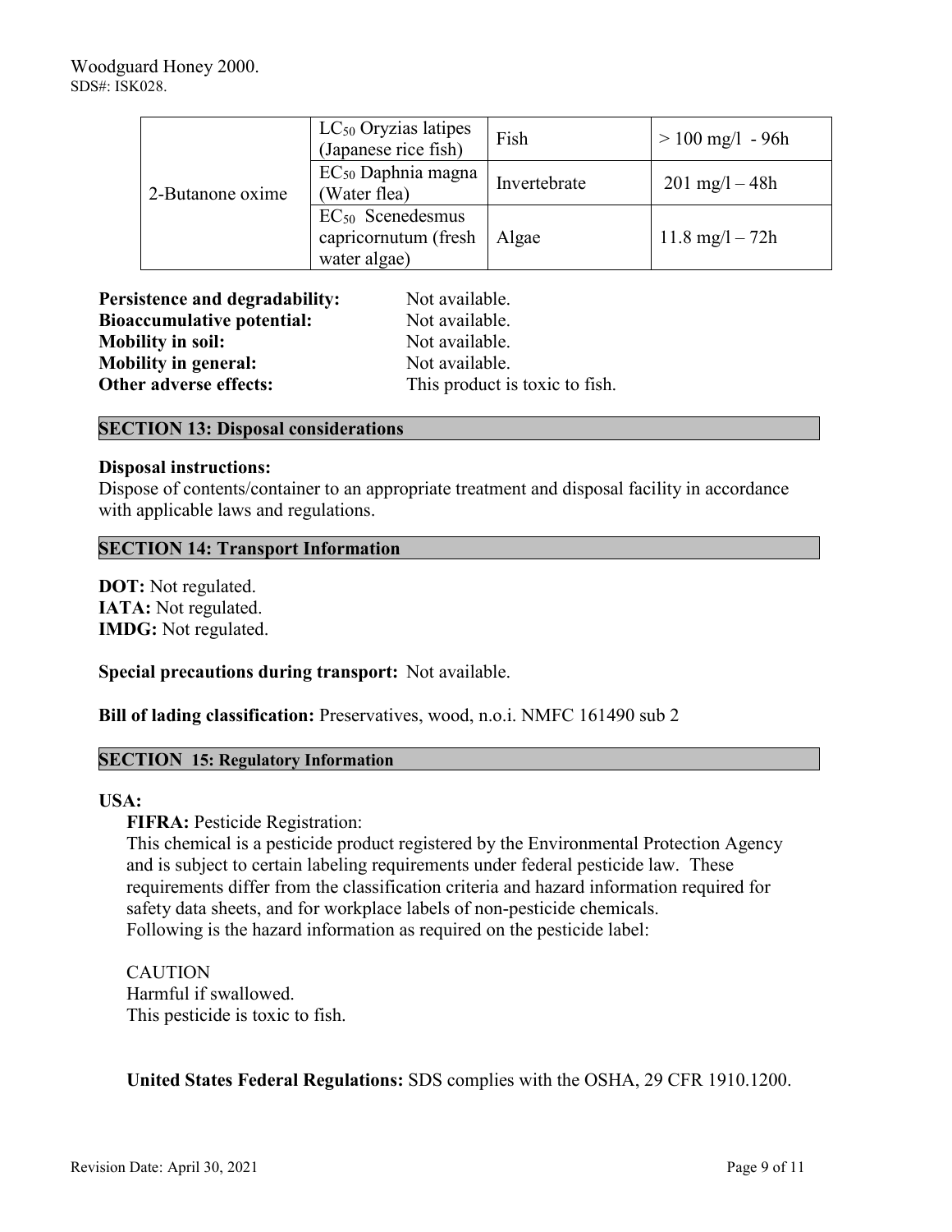| 2-Butanone oxime | $LC_{50}$ Oryzias latipes (Japanese rice fish) | Fish | > 100 mg/l - 96h |
|---|---|---|---|
| | $EC_{50}$ Daphnia magna (Water flea) | Invertebrate | 201 mg/l – 48h |
| | $EC_{50}$ Scenedesmus capricornutum (fresh water algae) | Algae | 11.8 mg/l – 72h |

**Persistence and degradability:** Not available.
**Bioaccumulative potential:** Not available.
**Mobility in soil:** Not available.
**Mobility in general:** Not available.
**Other adverse effects:** This product is toxic to fish.

## SECTION 13: Disposal considerations

**Disposal instructions:**
Dispose of contents/container to an appropriate treatment and disposal facility in accordance with applicable laws and regulations.

## SECTION 14: Transport Information

**DOT:** Not regulated.
**IATA:** Not regulated.
**IMDG:** Not regulated.

**Special precautions during transport:** Not available.

**Bill of lading classification:** Preservatives, wood, n.o.i. NMFC 161490 sub 2

## SECTION 15: Regulatory Information

**USA:**

**FIFRA:** Pesticide Registration:
This chemical is a pesticide product registered by the Environmental Protection Agency and is subject to certain labeling requirements under federal pesticide law. These requirements differ from the classification criteria and hazard information required for safety data sheets, and for workplace labels of non-pesticide chemicals.
Following is the hazard information as required on the pesticide label:

CAUTION
Harmful if swallowed.
This pesticide is toxic to fish.

**United States Federal Regulations:** SDS complies with the OSHA, 29 CFR 1910.1200.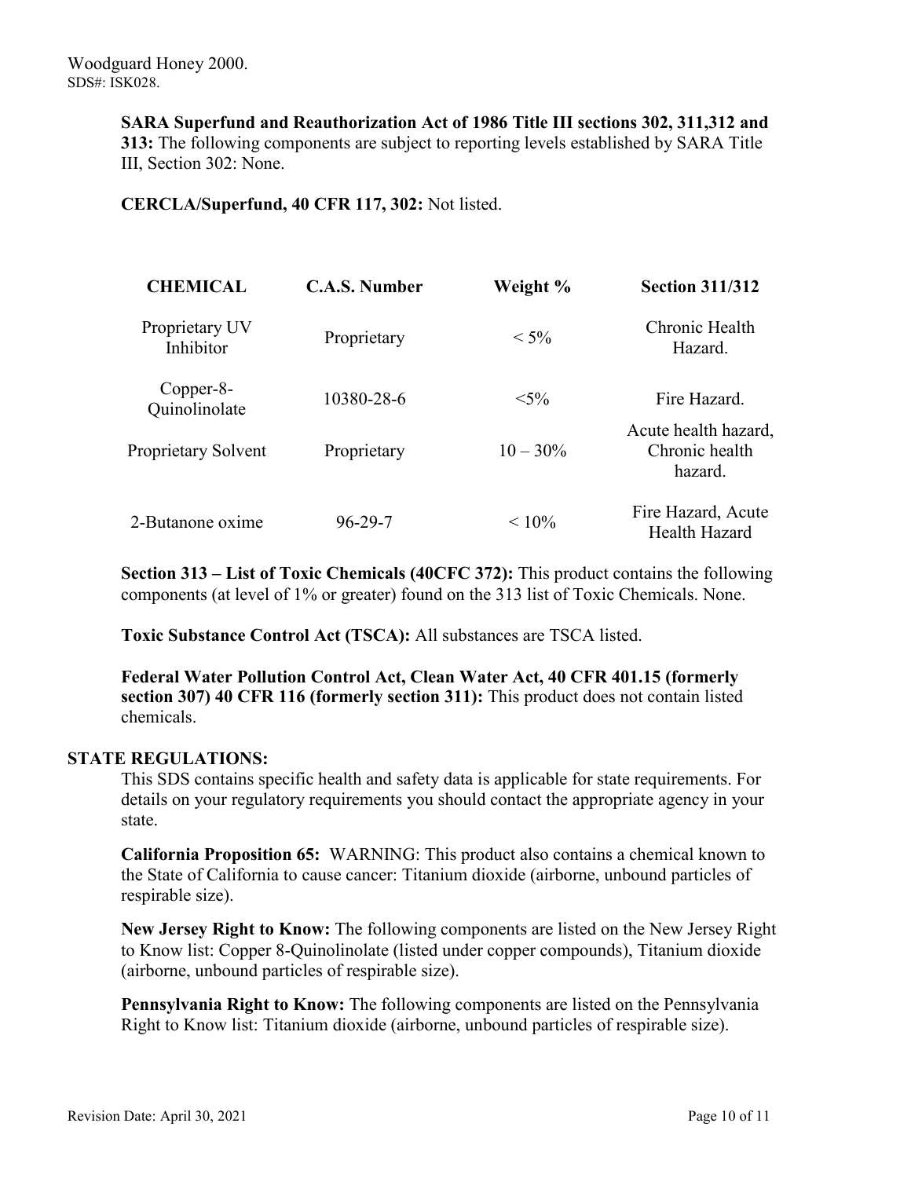**SARA Superfund and Reauthorization Act of 1986 Title III sections 302, 311,312 and 313:** The following components are subject to reporting levels established by SARA Title III, Section 302: None.

**CERCLA/Superfund, 40 CFR 117, 302:** Not listed.

| CHEMICAL | C.A.S. Number | Weight % | Section 311/312 |
|---|---|---|---|
| Proprietary UV Inhibitor | Proprietary | < 5% | Chronic Health Hazard. |
| Copper-8-Quinolinolate | 10380-28-6 | <5% | Fire Hazard. |
| Proprietary Solvent | Proprietary | 10 – 30% | Acute health hazard, Chronic health hazard. |
| 2-Butanone oxime | 96-29-7 | < 10% | Fire Hazard, Acute Health Hazard |

**Section 313 – List of Toxic Chemicals (40CFC 372):** This product contains the following components (at level of 1% or greater) found on the 313 list of Toxic Chemicals. None.

**Toxic Substance Control Act (TSCA):** All substances are TSCA listed.

**Federal Water Pollution Control Act, Clean Water Act, 40 CFR 401.15 (formerly section 307) 40 CFR 116 (formerly section 311):** This product does not contain listed chemicals.

## STATE REGULATIONS:

This SDS contains specific health and safety data is applicable for state requirements. For details on your regulatory requirements you should contact the appropriate agency in your state.

**California Proposition 65:** WARNING: This product also contains a chemical known to the State of California to cause cancer: Titanium dioxide (airborne, unbound particles of respirable size).

**New Jersey Right to Know:** The following components are listed on the New Jersey Right to Know list: Copper 8-Quinolinolate (listed under copper compounds), Titanium dioxide (airborne, unbound particles of respirable size).

**Pennsylvania Right to Know:** The following components are listed on the Pennsylvania Right to Know list: Titanium dioxide (airborne, unbound particles of respirable size).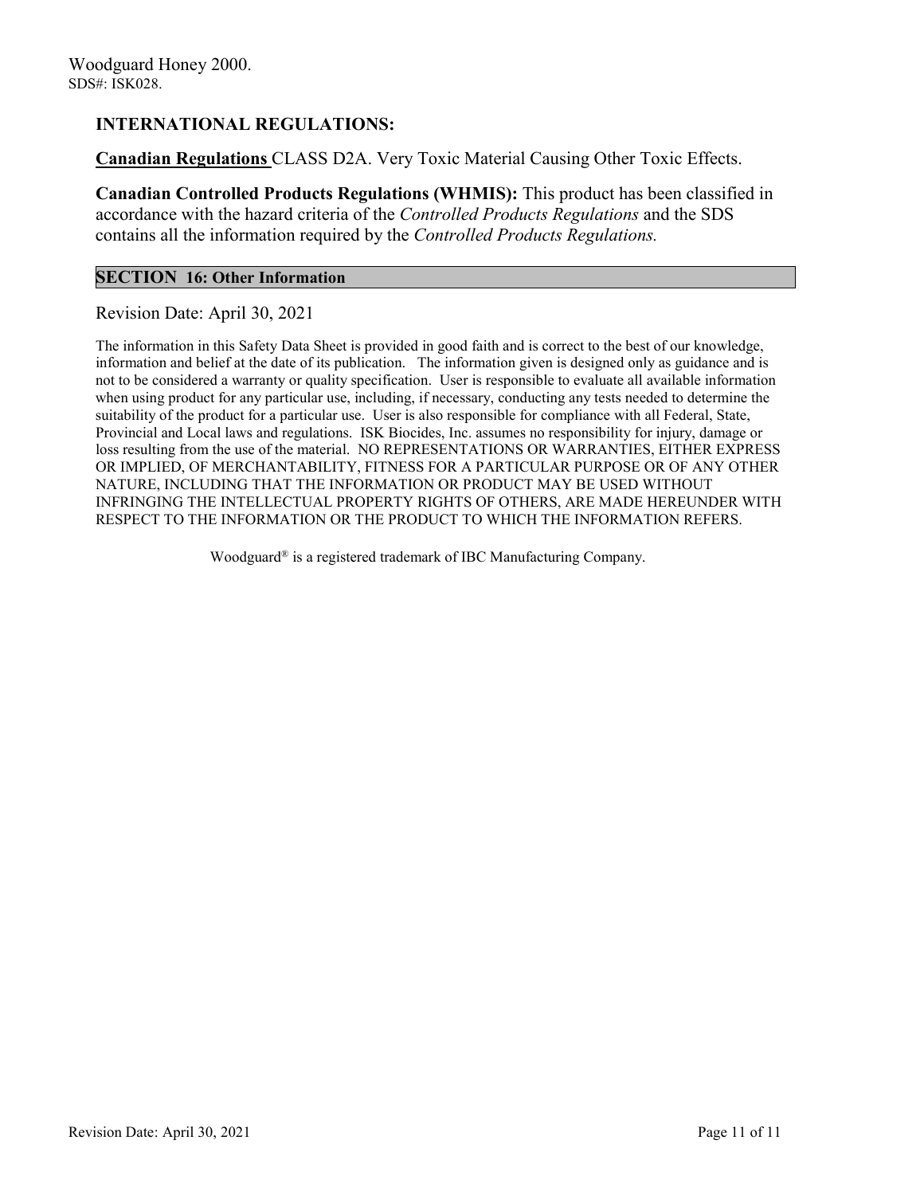### INTERNATIONAL REGULATIONS:

**Canadian Regulations** CLASS D2A. Very Toxic Material Causing Other Toxic Effects.

**Canadian Controlled Products Regulations (WHMIS):** This product has been classified in accordance with the hazard criteria of the *Controlled Products Regulations* and the SDS contains all the information required by the *Controlled Products Regulations.*

## SECTION 16: Other Information

Revision Date: April 30, 2021

The information in this Safety Data Sheet is provided in good faith and is correct to the best of our knowledge, information and belief at the date of its publication. The information given is designed only as guidance and is not to be considered a warranty or quality specification. User is responsible to evaluate all available information when using product for any particular use, including, if necessary, conducting any tests needed to determine the suitability of the product for a particular use. User is also responsible for compliance with all Federal, State, Provincial and Local laws and regulations. ISK Biocides, Inc. assumes no responsibility for injury, damage or loss resulting from the use of the material. NO REPRESENTATIONS OR WARRANTIES, EITHER EXPRESS OR IMPLIED, OF MERCHANTABILITY, FITNESS FOR A PARTICULAR PURPOSE OR OF ANY OTHER NATURE, INCLUDING THAT THE INFORMATION OR PRODUCT MAY BE USED WITHOUT INFRINGING THE INTELLECTUAL PROPERTY RIGHTS OF OTHERS, ARE MADE HEREUNDER WITH RESPECT TO THE INFORMATION OR THE PRODUCT TO WHICH THE INFORMATION REFERS.

Woodguard® is a registered trademark of IBC Manufacturing Company.